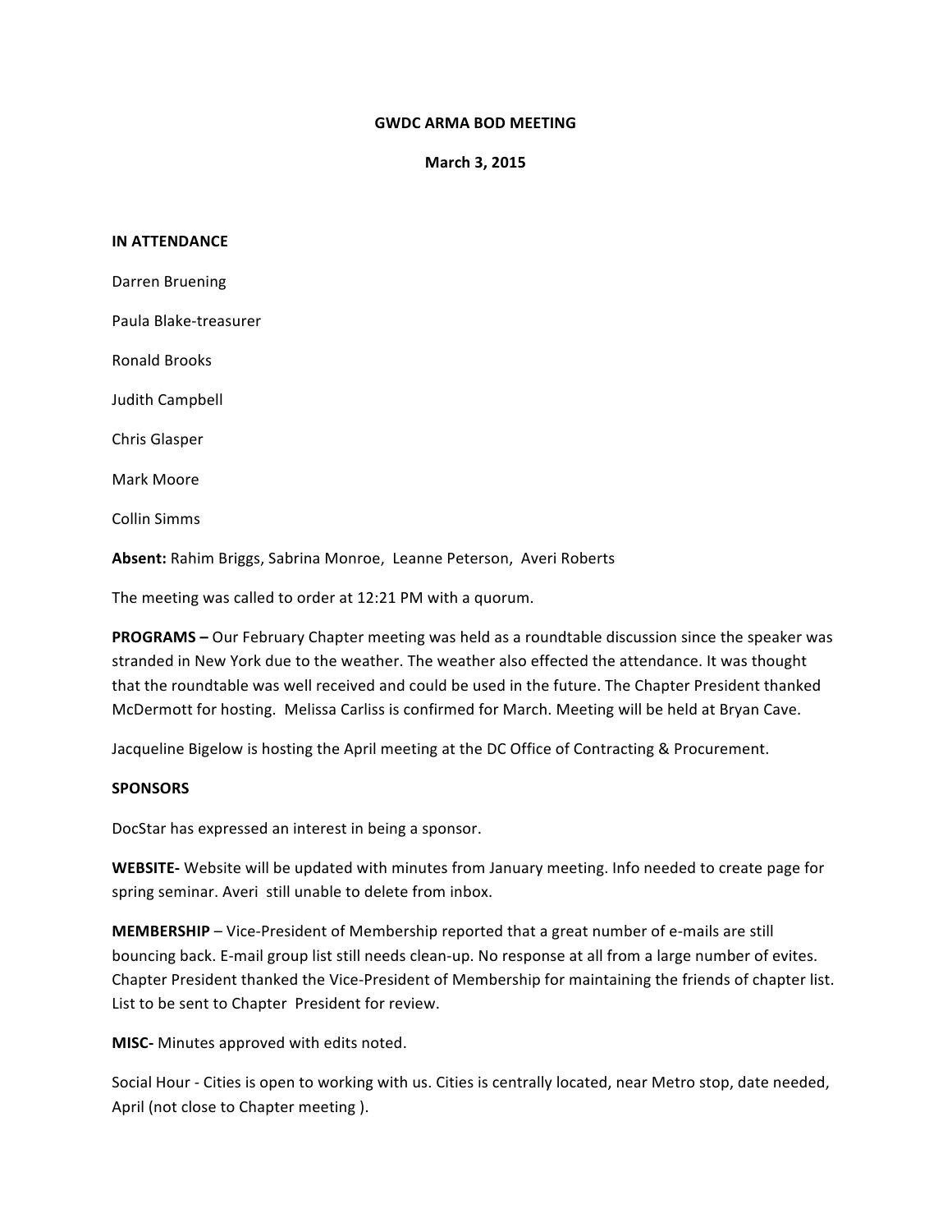**GWDC ARMA BOD MEETING**

**March 3, 2015**

**IN ATTENDANCE**

Darren Bruening

Paula Blake-treasurer

Ronald Brooks

Judith Campbell

Chris Glasper

Mark Moore

Collin Simms

**Absent:** Rahim Briggs, Sabrina Monroe, Leanne Peterson, Averi Roberts

The meeting was called to order at 12:21 PM with a quorum.

**PROGRAMS –** Our February Chapter meeting was held as a roundtable discussion since the speaker was stranded in New York due to the weather. The weather also effected the attendance. It was thought that the roundtable was well received and could be used in the future. The Chapter President thanked McDermott for hosting. Melissa Carliss is confirmed for March. Meeting will be held at Bryan Cave.

Jacqueline Bigelow is hosting the April meeting at the DC Office of Contracting & Procurement.

**SPONSORS**

DocStar has expressed an interest in being a sponsor.

**WEBSITE-** Website will be updated with minutes from January meeting. Info needed to create page for spring seminar. Averi still unable to delete from inbox.

**MEMBERSHIP** – Vice-President of Membership reported that a great number of e-mails are still bouncing back. E-mail group list still needs clean-up. No response at all from a large number of evites. Chapter President thanked the Vice-President of Membership for maintaining the friends of chapter list. List to be sent to Chapter President for review.

**MISC-** Minutes approved with edits noted.

Social Hour - Cities is open to working with us. Cities is centrally located, near Metro stop, date needed, April (not close to Chapter meeting ).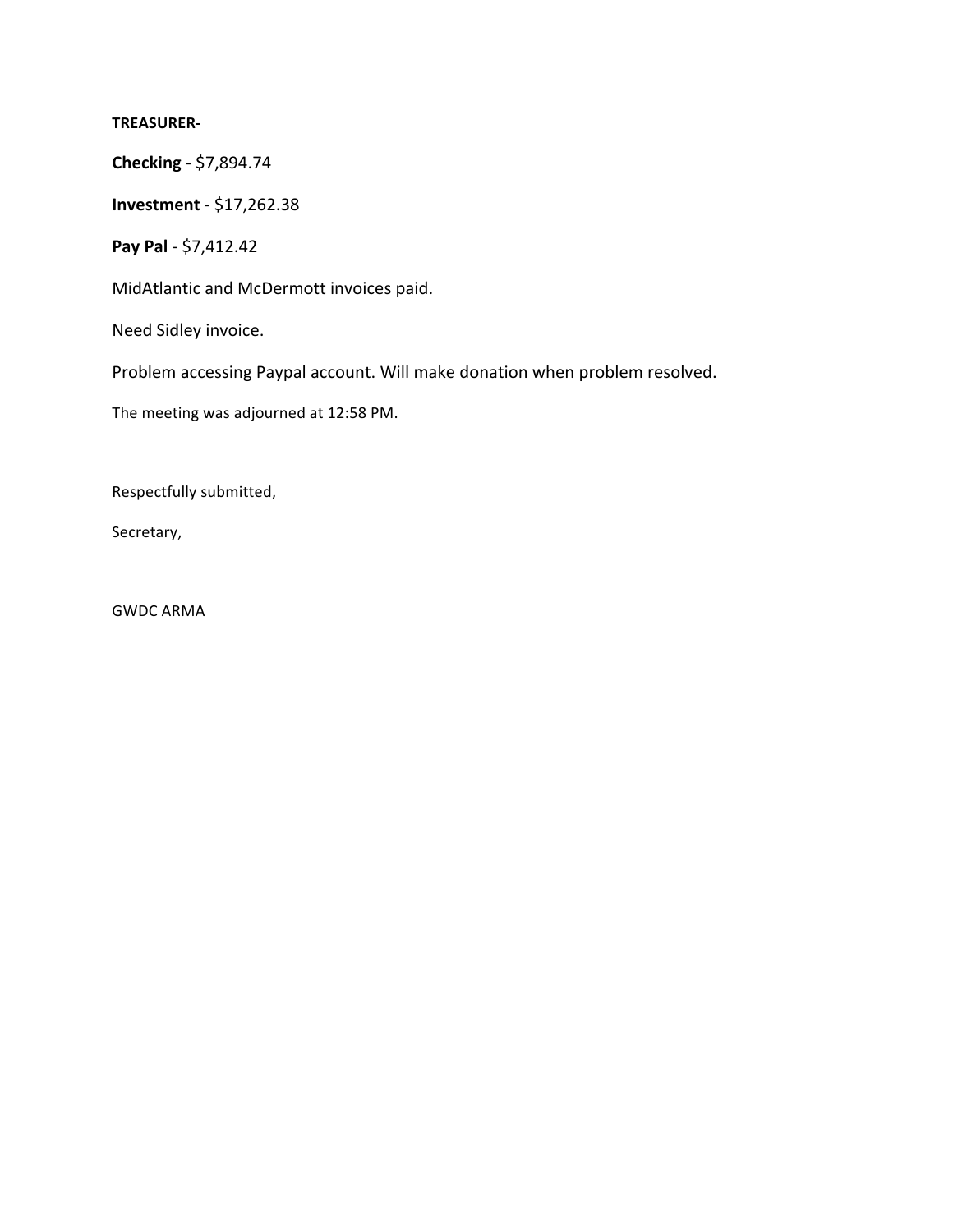**TREASURER-**

**Checking** - $7,894.74

**Investment** - $17,262.38

**Pay Pal** - $7,412.42

MidAtlantic and McDermott invoices paid.

Need Sidley invoice.

Problem accessing Paypal account. Will make donation when problem resolved.

The meeting was adjourned at 12:58 PM.

Respectfully submitted,

Secretary,

GWDC ARMA